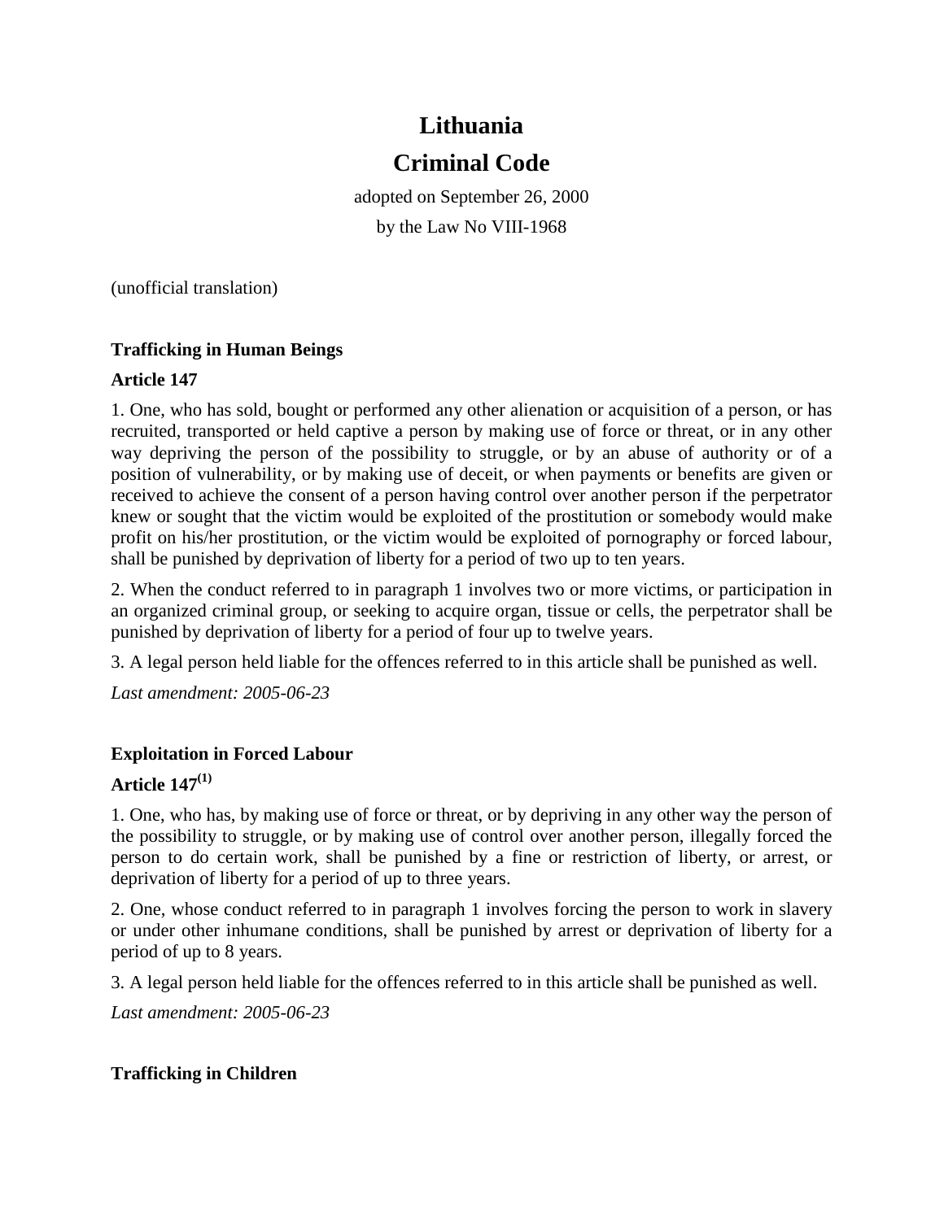# Lithuania

# Criminal Code

adopted on September 26, 2000

by the Law No VIII-1968

(unofficial translation)

### Trafficking in Human Beings

### Article 147

1. One, who has sold, bought or performed any other alienation or acquisition of a person, or has recruited, transported or held captive a person by making use of force or threat, or in any other way depriving the person of the possibility to struggle, or by an abuse of authority or of a position of vulnerability, or by making use of deceit, or when payments or benefits are given or received to achieve the consent of a person having control over another person if the perpetrator knew or sought that the victim would be exploited of the prostitution or somebody would make profit on his/her prostitution, or the victim would be exploited of pornography or forced labour, shall be punished by deprivation of liberty for a period of two up to ten years.

2. When the conduct referred to in paragraph 1 involves two or more victims, or participation in an organized criminal group, or seeking to acquire organ, tissue or cells, the perpetrator shall be punished by deprivation of liberty for a period of four up to twelve years.

3. A legal person held liable for the offences referred to in this article shall be punished as well.

*Last amendment: 2005-06-23*

### Exploitation in Forced Labour

### Article 147(1)

1. One, who has, by making use of force or threat, or by depriving in any other way the person of the possibility to struggle, or by making use of control over another person, illegally forced the person to do certain work, shall be punished by a fine or restriction of liberty, or arrest, or deprivation of liberty for a period of up to three years.

2. One, whose conduct referred to in paragraph 1 involves forcing the person to work in slavery or under other inhumane conditions, shall be punished by arrest or deprivation of liberty for a period of up to 8 years.

3. A legal person held liable for the offences referred to in this article shall be punished as well.

*Last amendment: 2005-06-23*

### Trafficking in Children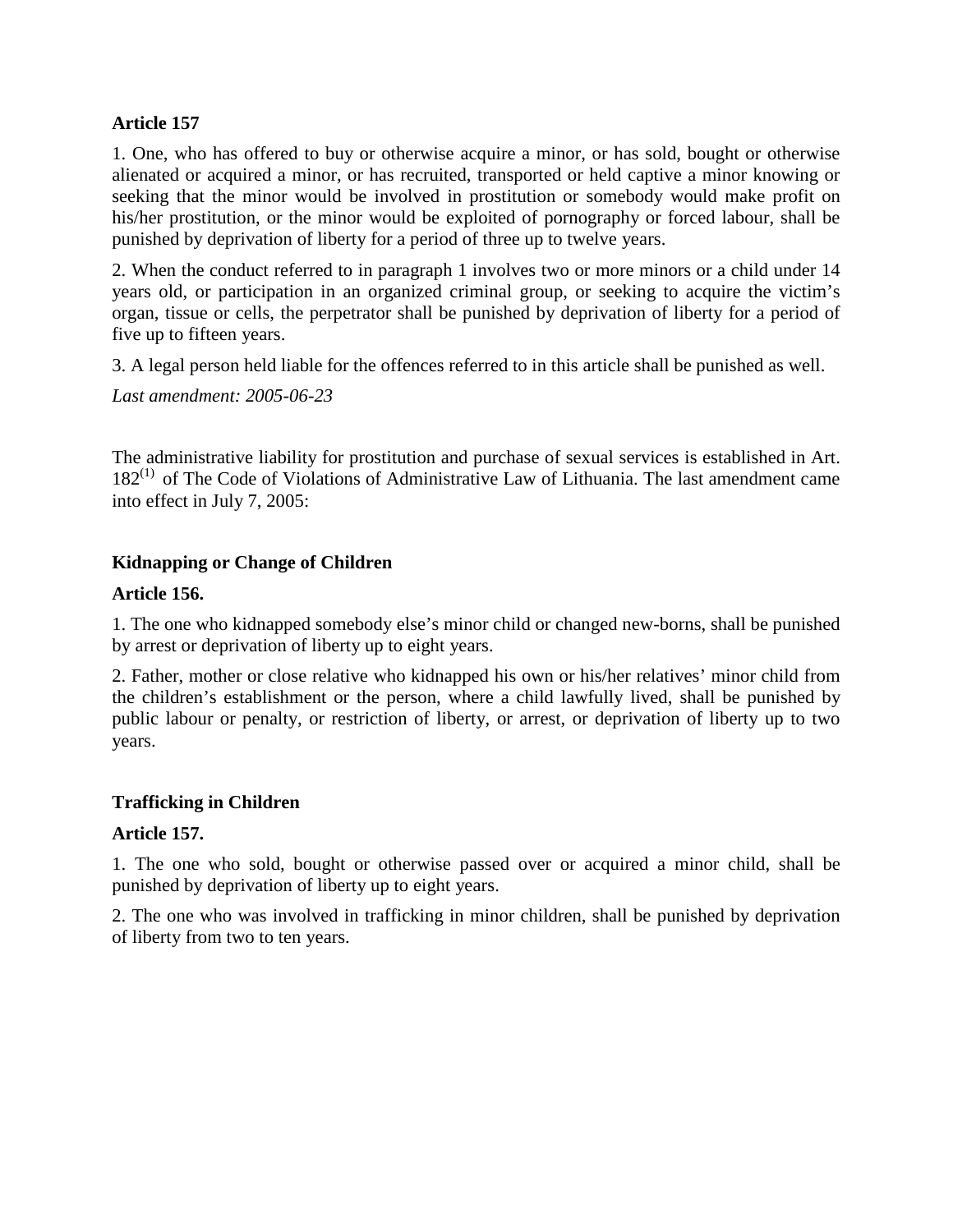**Article 157**

1. One, who has offered to buy or otherwise acquire a minor, or has sold, bought or otherwise alienated or acquired a minor, or has recruited, transported or held captive a minor knowing or seeking that the minor would be involved in prostitution or somebody would make profit on his/her prostitution, or the minor would be exploited of pornography or forced labour, shall be punished by deprivation of liberty for a period of three up to twelve years.

2. When the conduct referred to in paragraph 1 involves two or more minors or a child under 14 years old, or participation in an organized criminal group, or seeking to acquire the victim's organ, tissue or cells, the perpetrator shall be punished by deprivation of liberty for a period of five up to fifteen years.

3. A legal person held liable for the offences referred to in this article shall be punished as well.

*Last amendment: 2005-06-23*

The administrative liability for prostitution and purchase of sexual services is established in Art. 182[(1)] of The Code of Violations of Administrative Law of Lithuania. The last amendment came into effect in July 7, 2005:

**Kidnapping or Change of Children**

**Article 156.**

1. The one who kidnapped somebody else's minor child or changed new-borns, shall be punished by arrest or deprivation of liberty up to eight years.

2. Father, mother or close relative who kidnapped his own or his/her relatives' minor child from the children's establishment or the person, where a child lawfully lived, shall be punished by public labour or penalty, or restriction of liberty, or arrest, or deprivation of liberty up to two years.

**Trafficking in Children**

**Article 157.**

1. The one who sold, bought or otherwise passed over or acquired a minor child, shall be punished by deprivation of liberty up to eight years.

2. The one who was involved in trafficking in minor children, shall be punished by deprivation of liberty from two to ten years.